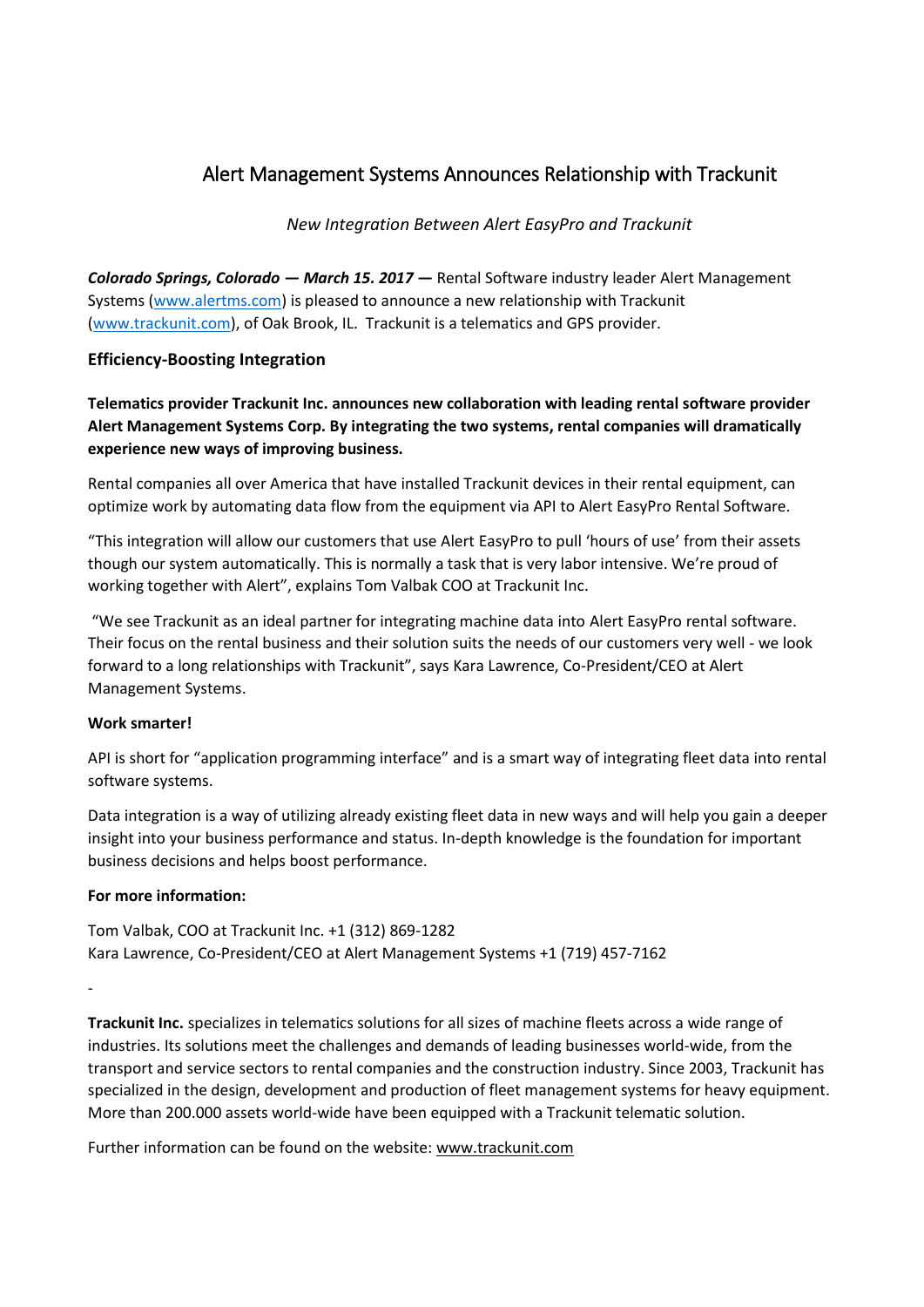# Alert Management Systems Announces Relationship with Trackunit

*New Integration Between Alert EasyPro and Trackunit*

***Colorado Springs, Colorado — March 15. 2017 —*** Rental Software industry leader Alert Management Systems (www.alertms.com) is pleased to announce a new relationship with Trackunit (www.trackunit.com), of Oak Brook, IL. Trackunit is a telematics and GPS provider.

## Efficiency-Boosting Integration

**Telematics provider Trackunit Inc. announces new collaboration with leading rental software provider Alert Management Systems Corp. By integrating the two systems, rental companies will dramatically experience new ways of improving business.**

Rental companies all over America that have installed Trackunit devices in their rental equipment, can optimize work by automating data flow from the equipment via API to Alert EasyPro Rental Software.

"This integration will allow our customers that use Alert EasyPro to pull 'hours of use' from their assets though our system automatically. This is normally a task that is very labor intensive. We're proud of working together with Alert", explains Tom Valbak COO at Trackunit Inc.

"We see Trackunit as an ideal partner for integrating machine data into Alert EasyPro rental software. Their focus on the rental business and their solution suits the needs of our customers very well - we look forward to a long relationships with Trackunit", says Kara Lawrence, Co-President/CEO at Alert Management Systems.

**Work smarter!**

API is short for "application programming interface" and is a smart way of integrating fleet data into rental software systems.

Data integration is a way of utilizing already existing fleet data in new ways and will help you gain a deeper insight into your business performance and status. In-depth knowledge is the foundation for important business decisions and helps boost performance.

**For more information:**

Tom Valbak, COO at Trackunit Inc. +1 (312) 869-1282
Kara Lawrence, Co-President/CEO at Alert Management Systems +1 (719) 457-7162

-

**Trackunit Inc.** specializes in telematics solutions for all sizes of machine fleets across a wide range of industries. Its solutions meet the challenges and demands of leading businesses world-wide, from the transport and service sectors to rental companies and the construction industry. Since 2003, Trackunit has specialized in the design, development and production of fleet management systems for heavy equipment. More than 200.000 assets world-wide have been equipped with a Trackunit telematic solution.

Further information can be found on the website: www.trackunit.com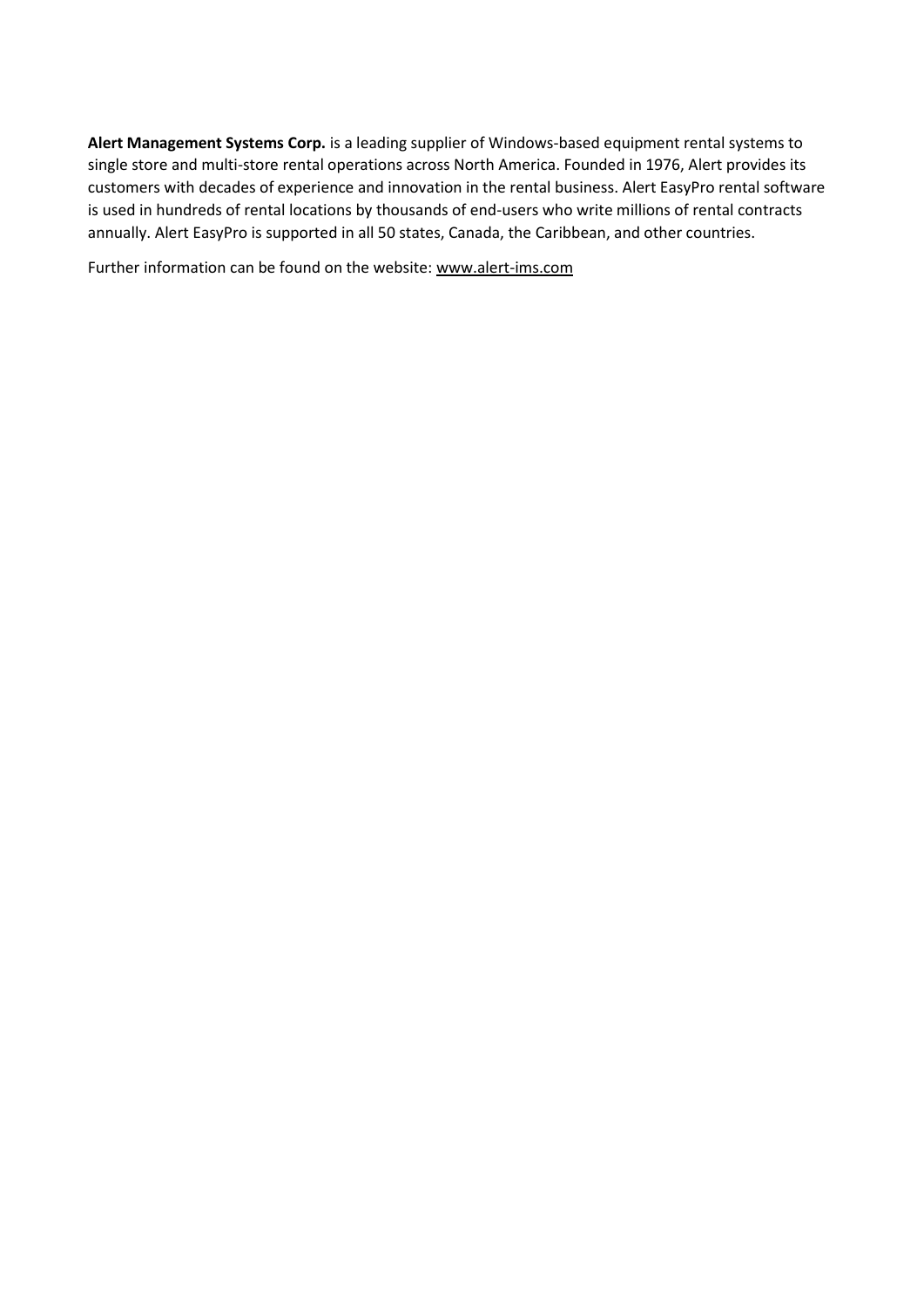**Alert Management Systems Corp.** is a leading supplier of Windows-based equipment rental systems to single store and multi-store rental operations across North America. Founded in 1976, Alert provides its customers with decades of experience and innovation in the rental business. Alert EasyPro rental software is used in hundreds of rental locations by thousands of end-users who write millions of rental contracts annually. Alert EasyPro is supported in all 50 states, Canada, the Caribbean, and other countries.

Further information can be found on the website: www.alert-ims.com